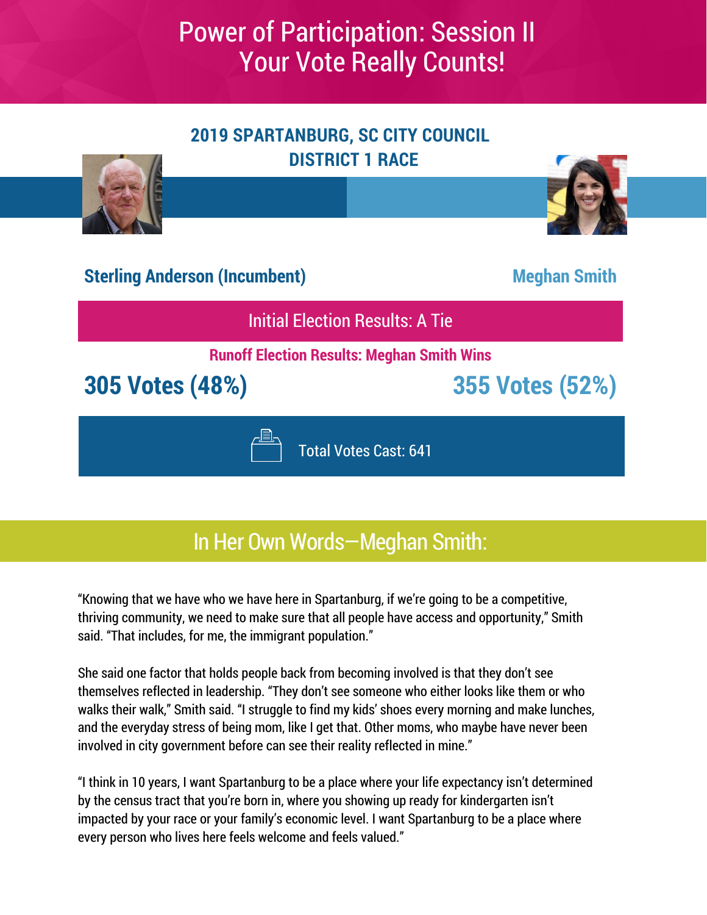# Power of Participation: Session II
# Your Vote Really Counts!

## 2019 SPARTANBURG, SC CITY COUNCIL DISTRICT 1 RACE

| **Sterling Anderson (Incumbent)** | **Meghan Smith** |
|---|---|
| Initial Election Results: A Tie | |
| **Runoff Election Results: Meghan Smith Wins** | |
| **305 Votes (48%)** | **355 Votes (52%)** |

Total Votes Cast: 641

## In Her Own Words—Meghan Smith:

"Knowing that we have who we have here in Spartanburg, if we're going to be a competitive, thriving community, we need to make sure that all people have access and opportunity," Smith said. "That includes, for me, the immigrant population."

She said one factor that holds people back from becoming involved is that they don't see themselves reflected in leadership. "They don't see someone who either looks like them or who walks their walk," Smith said. "I struggle to find my kids' shoes every morning and make lunches, and the everyday stress of being mom, like I get that. Other moms, who maybe have never been involved in city government before can see their reality reflected in mine."

"I think in 10 years, I want Spartanburg to be a place where your life expectancy isn't determined by the census tract that you're born in, where you showing up ready for kindergarten isn't impacted by your race or your family's economic level. I want Spartanburg to be a place where every person who lives here feels welcome and feels valued."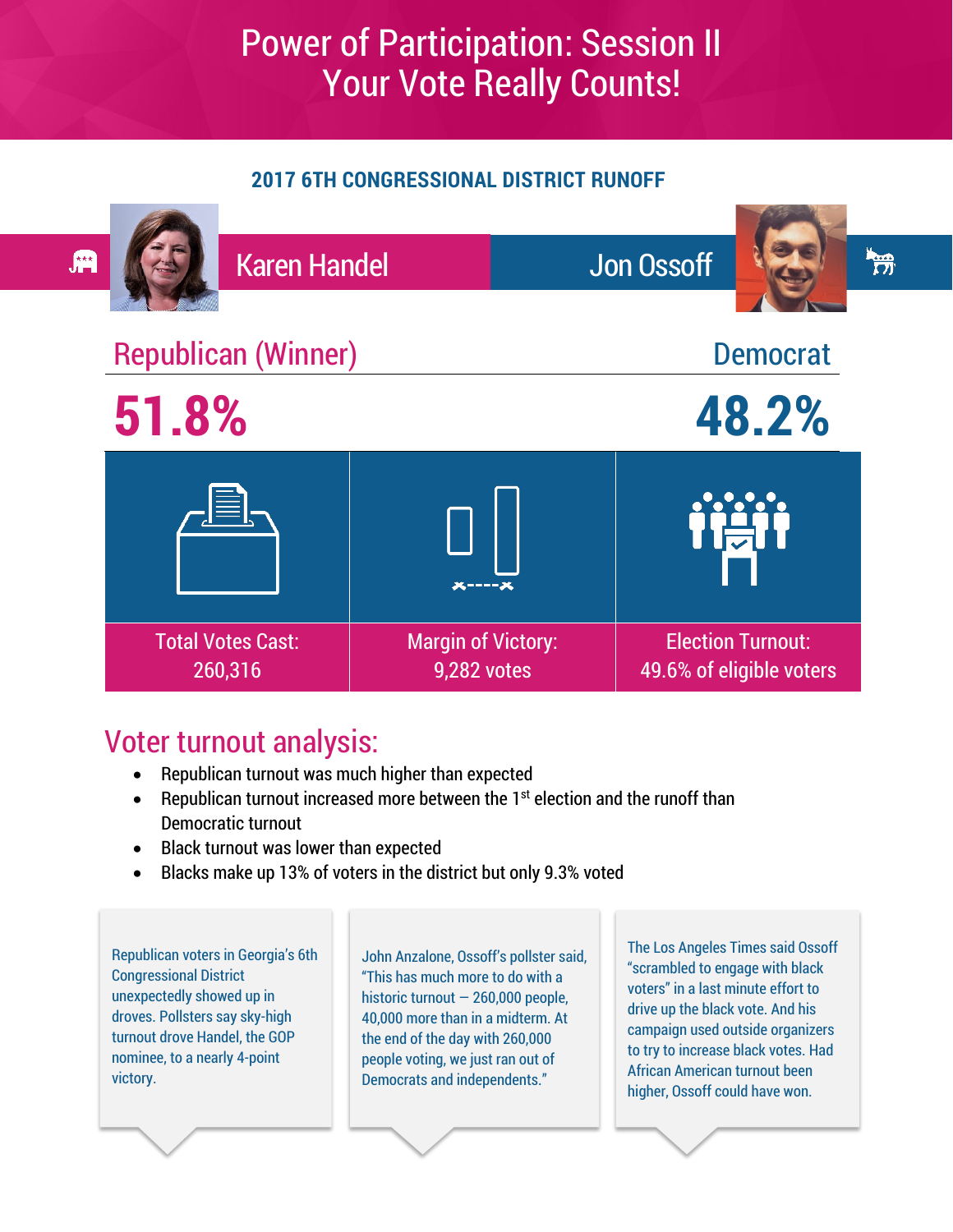# Power of Participation: Session II
# Your Vote Really Counts!

## 2017 6TH CONGRESSIONAL DISTRICT RUNOFF

| Karen Handel | Jon Ossoff |
| --- | --- |
| Republican (Winner) | Democrat |
| **51.8%** | **48.2%** |

| Total Votes Cast: | Margin of Victory: | Election Turnout: |
| --- | --- | --- |
| 260,316 | 9,282 votes | 49.6% of eligible voters |

## Voter turnout analysis:

- Republican turnout was much higher than expected
- Republican turnout increased more between the 1st election and the runoff than Democratic turnout
- Black turnout was lower than expected
- Blacks make up 13% of voters in the district but only 9.3% voted

Republican voters in Georgia's 6th Congressional District unexpectedly showed up in droves. Pollsters say sky-high turnout drove Handel, the GOP nominee, to a nearly 4-point victory.

John Anzalone, Ossoff's pollster said, "This has much more to do with a historic turnout – 260,000 people, 40,000 more than in a midterm. At the end of the day with 260,000 people voting, we just ran out of Democrats and independents."

The Los Angeles Times said Ossoff "scrambled to engage with black voters" in a last minute effort to drive up the black vote. And his campaign used outside organizers to try to increase black votes. Had African American turnout been higher, Ossoff could have won.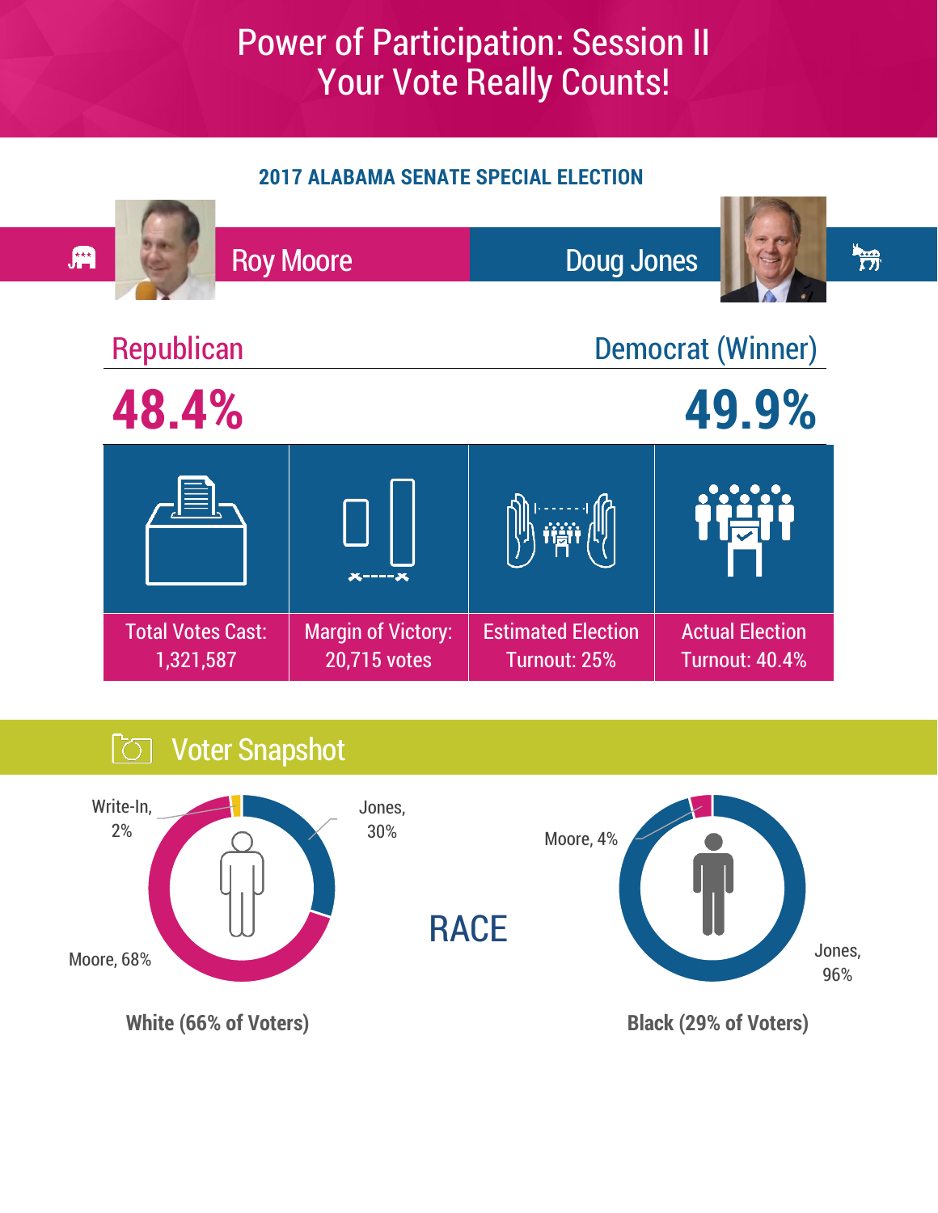# Power of Participation: Session II
# Your Vote Really Counts!

## 2017 ALABAMA SENATE SPECIAL ELECTION

| Roy Moore | Doug Jones |
|---|---|
| Republican | Democrat (Winner) |
| **48.4%** | **49.9%** |

| Total Votes Cast: | Margin of Victory: | Estimated Election Turnout: | Actual Election Turnout: |
|---|---|---|---|
| 1,321,587 | 20,715 votes | 25% | 40.4% |

## Voter Snapshot

### RACE

**White (66% of Voters)**

- Write-In, 2%
- Jones, 30%
- Moore, 68%

**Black (29% of Voters)**

- Moore, 4%
- Jones, 96%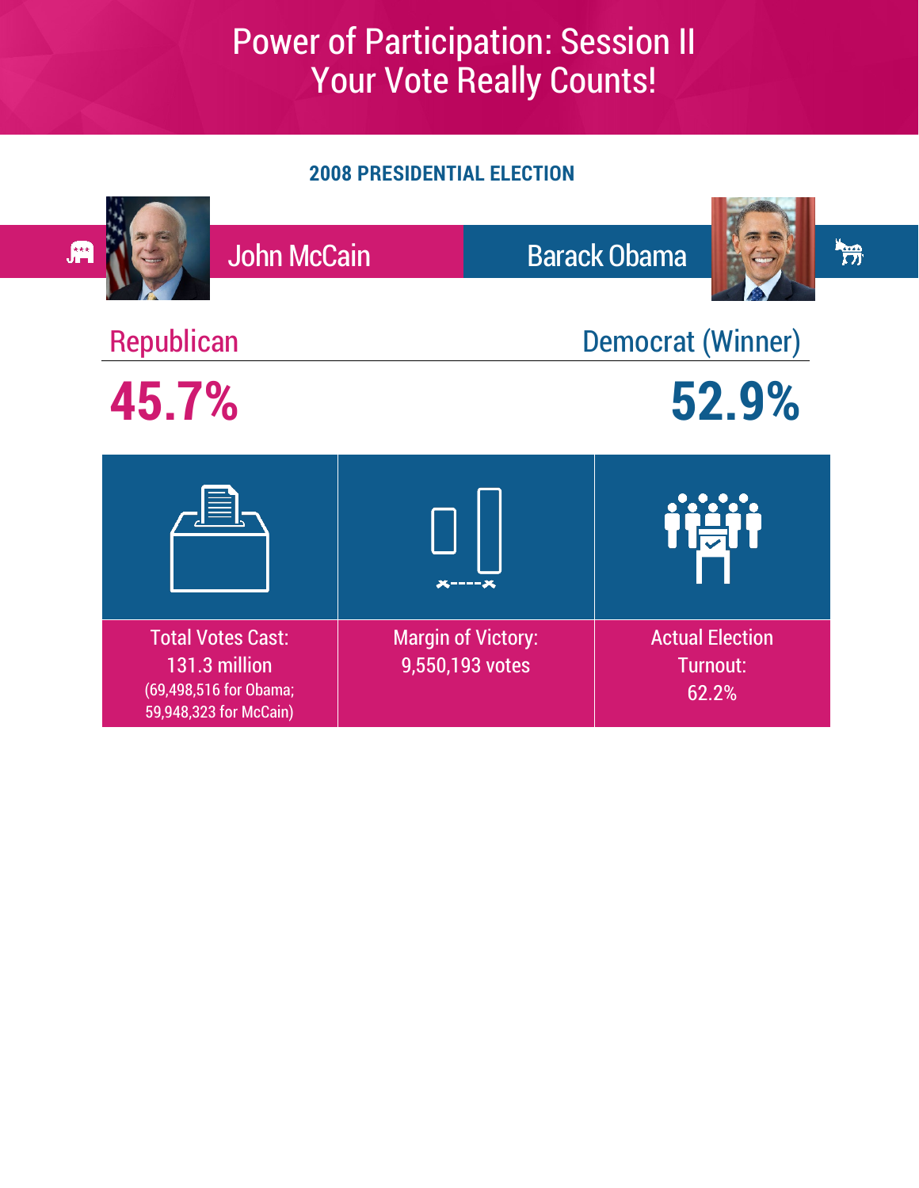# Power of Participation: Session II
# Your Vote Really Counts!

## 2008 PRESIDENTIAL ELECTION

| John McCain | Barack Obama |
| --- | --- |
| Republican | Democrat (Winner) |
| **45.7%** | **52.9%** |

| Total Votes Cast: | Margin of Victory: | Actual Election Turnout: |
| --- | --- | --- |
| 131.3 million (69,498,516 for Obama; 59,948,323 for McCain) | 9,550,193 votes | 62.2% |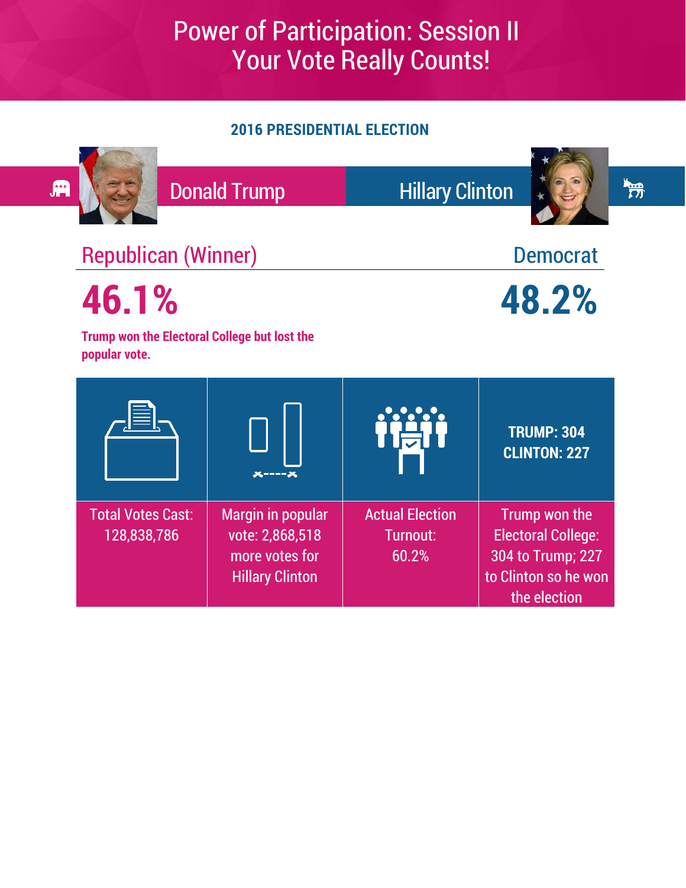# Power of Participation: Session II
# Your Vote Really Counts!

## 2016 PRESIDENTIAL ELECTION

| Donald Trump | Hillary Clinton |
|---|---|
| Republican (Winner) | Democrat |
| **46.1%** | **48.2%** |

**Trump won the Electoral College but lost the popular vote.**

| | | | **TRUMP: 304**<br>**CLINTON: 227** |
|---|---|---|---|
| Total Votes Cast: 128,838,786 | Margin in popular vote: 2,868,518 more votes for Hillary Clinton | Actual Election Turnout: 60.2% | Trump won the Electoral College: 304 to Trump; 227 to Clinton so he won the election |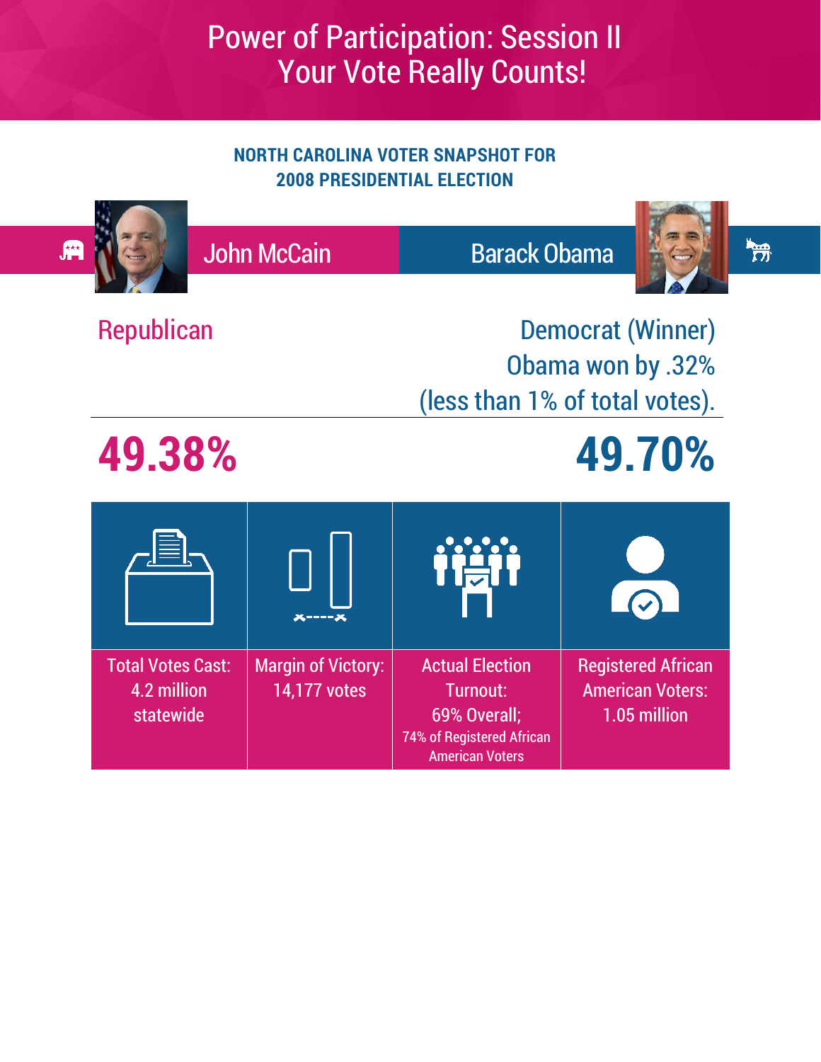# Power of Participation: Session II
# Your Vote Really Counts!

## NORTH CAROLINA VOTER SNAPSHOT FOR 2008 PRESIDENTIAL ELECTION

| John McCain | Barack Obama |
| --- | --- |
| Republican | Democrat (Winner) Obama won by .32% (less than 1% of total votes). |
| **49.38%** | **49.70%** |

| Total Votes Cast: 4.2 million statewide | Margin of Victory: 14,177 votes | Actual Election Turnout: 69% Overall; 74% of Registered African American Voters | Registered African American Voters: 1.05 million |
| --- | --- | --- | --- |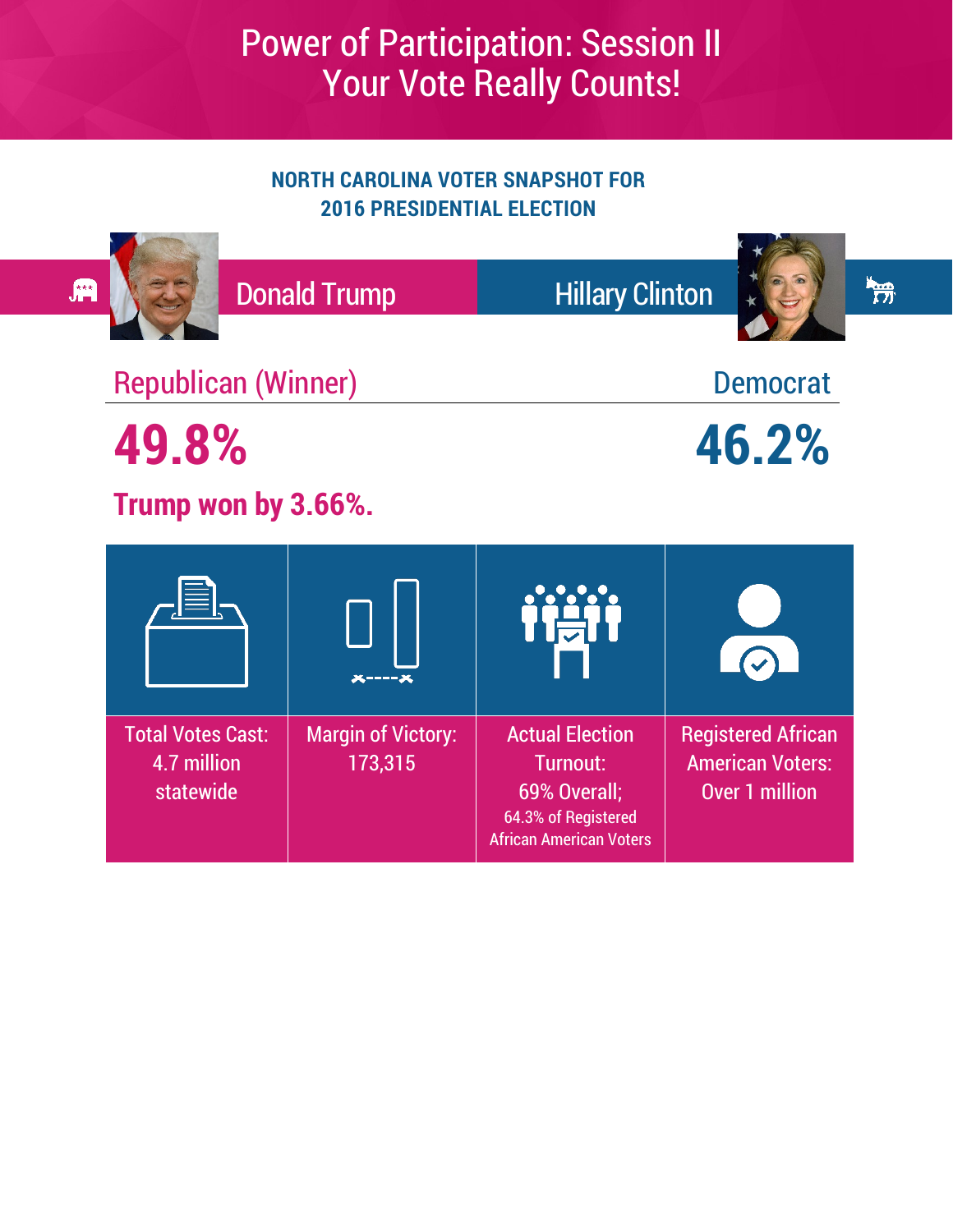# Power of Participation: Session II
# Your Vote Really Counts!

## NORTH CAROLINA VOTER SNAPSHOT FOR 2016 PRESIDENTIAL ELECTION

Donald Trump

Hillary Clinton

Republican (Winner)

Democrat

**49.8%**

**46.2%**

**Trump won by 3.66%.**

Total Votes Cast: 4.7 million statewide

Margin of Victory: 173,315

Actual Election Turnout: 69% Overall; 64.3% of Registered African American Voters

Registered African American Voters: Over 1 million